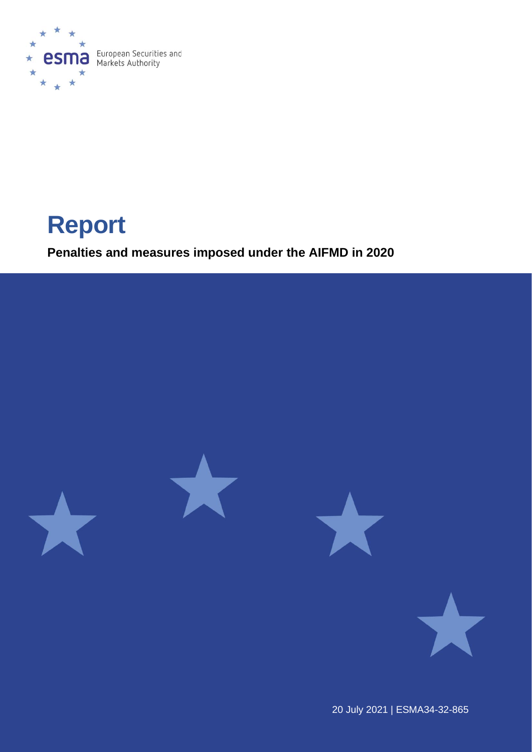European Securities and Markets Authority

# Report

**Penalties and measures imposed under the AIFMD in 2020**

20 July 2021 | ESMA34-32-865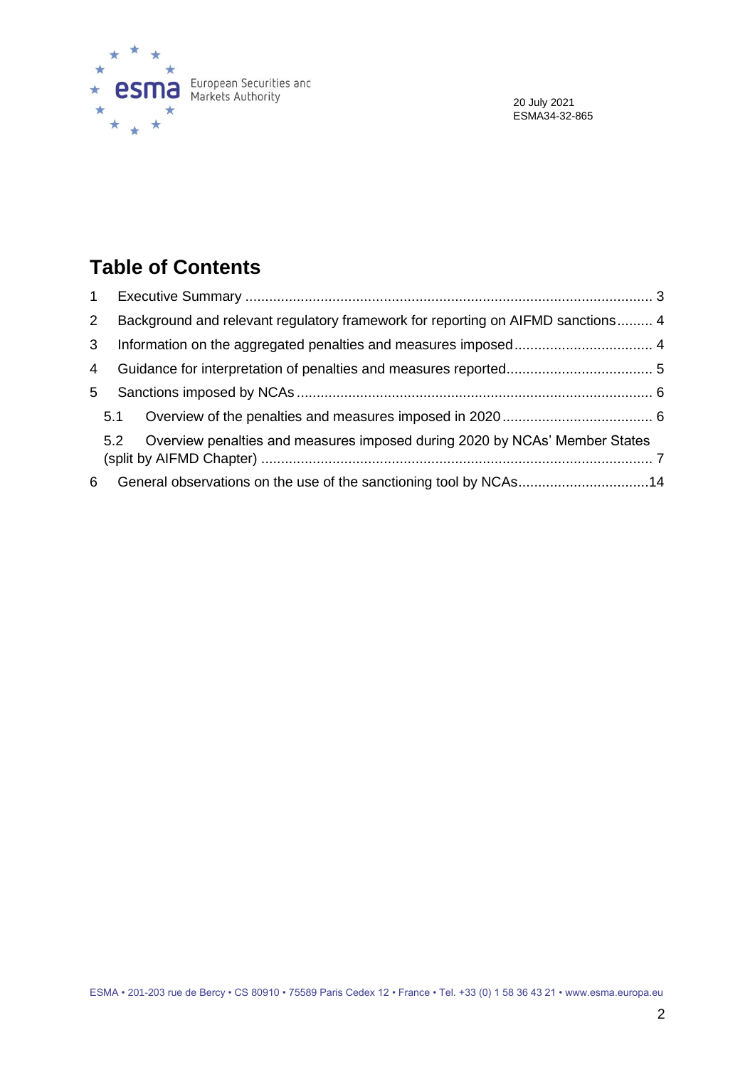20 July 2021
ESMA34-32-865

# Table of Contents

1 Executive Summary ........................................................................................................ 3

2 Background and relevant regulatory framework for reporting on AIFMD sanctions......... 4

3 Information on the aggregated penalties and measures imposed .................................. 4

4 Guidance for interpretation of penalties and measures reported.................................... 5

5 Sanctions imposed by NCAs ......................................................................................... 6

5.1 Overview of the penalties and measures imposed in 2020 ..................................... 6

5.2 Overview penalties and measures imposed during 2020 by NCAs' Member States (split by AIFMD Chapter) ................................................................................................. 7

6 General observations on the use of the sanctioning tool by NCAs................................14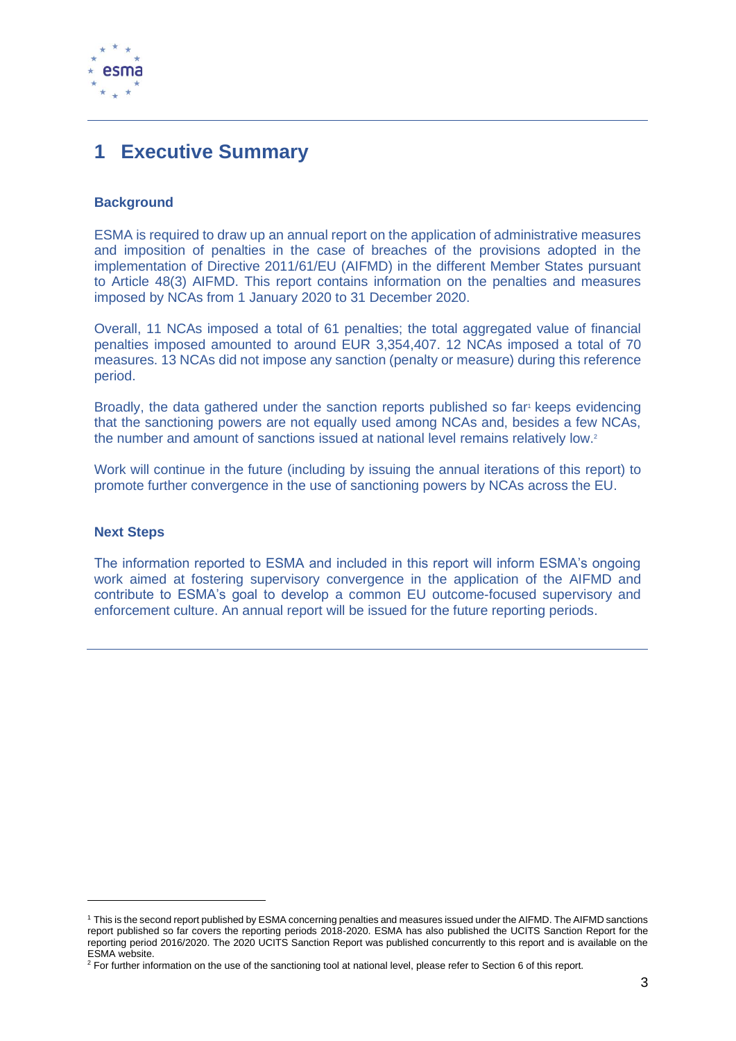# 1 Executive Summary

### Background

ESMA is required to draw up an annual report on the application of administrative measures and imposition of penalties in the case of breaches of the provisions adopted in the implementation of Directive 2011/61/EU (AIFMD) in the different Member States pursuant to Article 48(3) AIFMD. This report contains information on the penalties and measures imposed by NCAs from 1 January 2020 to 31 December 2020.

Overall, 11 NCAs imposed a total of 61 penalties; the total aggregated value of financial penalties imposed amounted to around EUR 3,354,407. 12 NCAs imposed a total of 70 measures. 13 NCAs did not impose any sanction (penalty or measure) during this reference period.

Broadly, the data gathered under the sanction reports published so far[1] keeps evidencing that the sanctioning powers are not equally used among NCAs and, besides a few NCAs, the number and amount of sanctions issued at national level remains relatively low.[2]

Work will continue in the future (including by issuing the annual iterations of this report) to promote further convergence in the use of sanctioning powers by NCAs across the EU.

### Next Steps

The information reported to ESMA and included in this report will inform ESMA's ongoing work aimed at fostering supervisory convergence in the application of the AIFMD and contribute to ESMA's goal to develop a common EU outcome-focused supervisory and enforcement culture. An annual report will be issued for the future reporting periods.

---

[1] This is the second report published by ESMA concerning penalties and measures issued under the AIFMD. The AIFMD sanctions report published so far covers the reporting periods 2018-2020. ESMA has also published the UCITS Sanction Report for the reporting period 2016/2020. The 2020 UCITS Sanction Report was published concurrently to this report and is available on the ESMA website.

[2] For further information on the use of the sanctioning tool at national level, please refer to Section 6 of this report.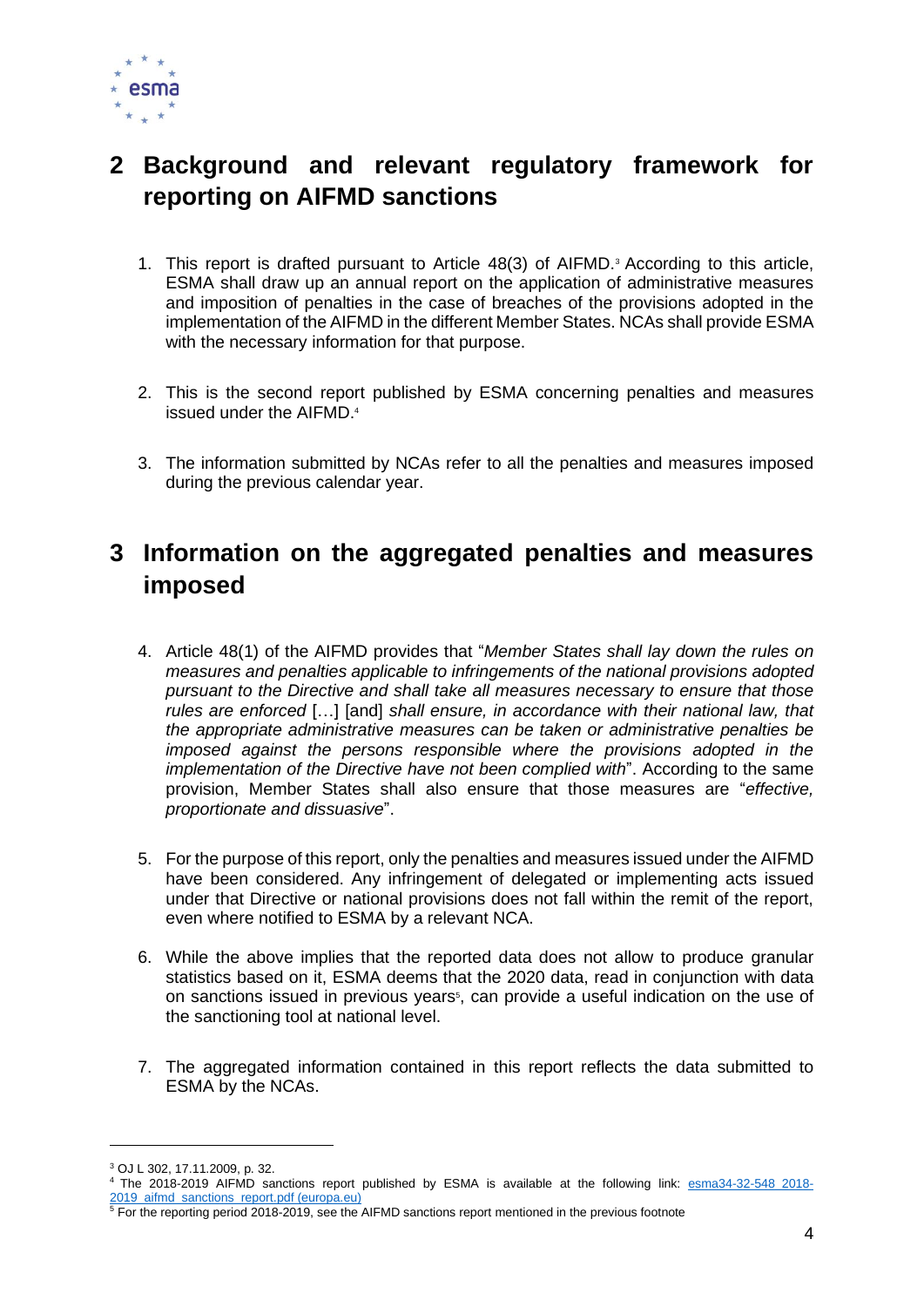## 2 Background and relevant regulatory framework for reporting on AIFMD sanctions

1. This report is drafted pursuant to Article 48(3) of AIFMD.[3] According to this article, ESMA shall draw up an annual report on the application of administrative measures and imposition of penalties in the case of breaches of the provisions adopted in the implementation of the AIFMD in the different Member States. NCAs shall provide ESMA with the necessary information for that purpose.

2. This is the second report published by ESMA concerning penalties and measures issued under the AIFMD.[4]

3. The information submitted by NCAs refer to all the penalties and measures imposed during the previous calendar year.

## 3 Information on the aggregated penalties and measures imposed

4. Article 48(1) of the AIFMD provides that "*Member States shall lay down the rules on measures and penalties applicable to infringements of the national provisions adopted pursuant to the Directive and shall take all measures necessary to ensure that those rules are enforced* […] [and] *shall ensure, in accordance with their national law, that the appropriate administrative measures can be taken or administrative penalties be imposed against the persons responsible where the provisions adopted in the implementation of the Directive have not been complied with*". According to the same provision, Member States shall also ensure that those measures are "*effective, proportionate and dissuasive*".

5. For the purpose of this report, only the penalties and measures issued under the AIFMD have been considered. Any infringement of delegated or implementing acts issued under that Directive or national provisions does not fall within the remit of the report, even where notified to ESMA by a relevant NCA.

6. While the above implies that the reported data does not allow to produce granular statistics based on it, ESMA deems that the 2020 data, read in conjunction with data on sanctions issued in previous years[5], can provide a useful indication on the use of the sanctioning tool at national level.

7. The aggregated information contained in this report reflects the data submitted to ESMA by the NCAs.

---

[3] OJ L 302, 17.11.2009, p. 32.

[4] The 2018-2019 AIFMD sanctions report published by ESMA is available at the following link: esma34-32-548_2018-2019_aifmd_sanctions_report.pdf (europa.eu)

[5] For the reporting period 2018-2019, see the AIFMD sanctions report mentioned in the previous footnote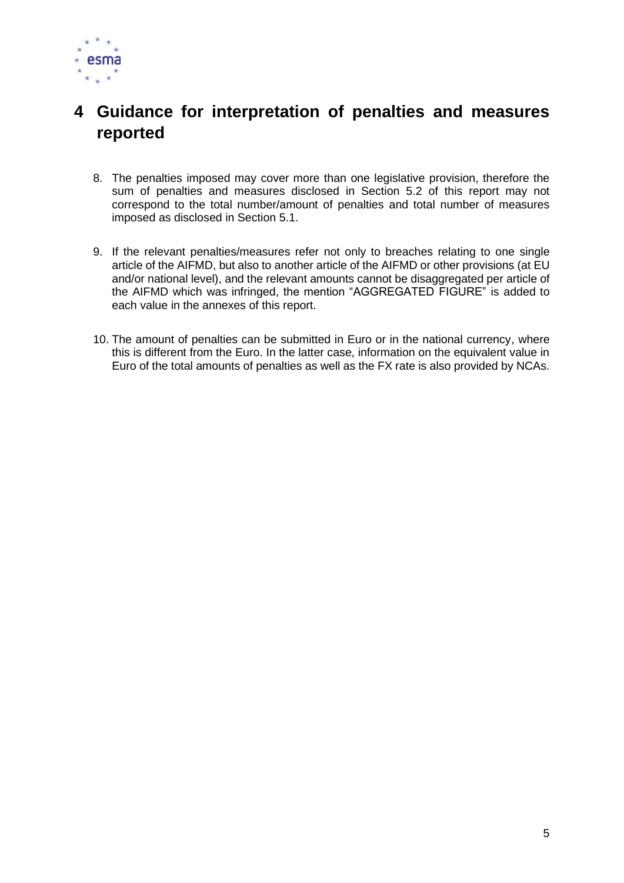# 4 Guidance for interpretation of penalties and measures reported

8. The penalties imposed may cover more than one legislative provision, therefore the sum of penalties and measures disclosed in Section 5.2 of this report may not correspond to the total number/amount of penalties and total number of measures imposed as disclosed in Section 5.1.

9. If the relevant penalties/measures refer not only to breaches relating to one single article of the AIFMD, but also to another article of the AIFMD or other provisions (at EU and/or national level), and the relevant amounts cannot be disaggregated per article of the AIFMD which was infringed, the mention "AGGREGATED FIGURE" is added to each value in the annexes of this report.

10. The amount of penalties can be submitted in Euro or in the national currency, where this is different from the Euro. In the latter case, information on the equivalent value in Euro of the total amounts of penalties as well as the FX rate is also provided by NCAs.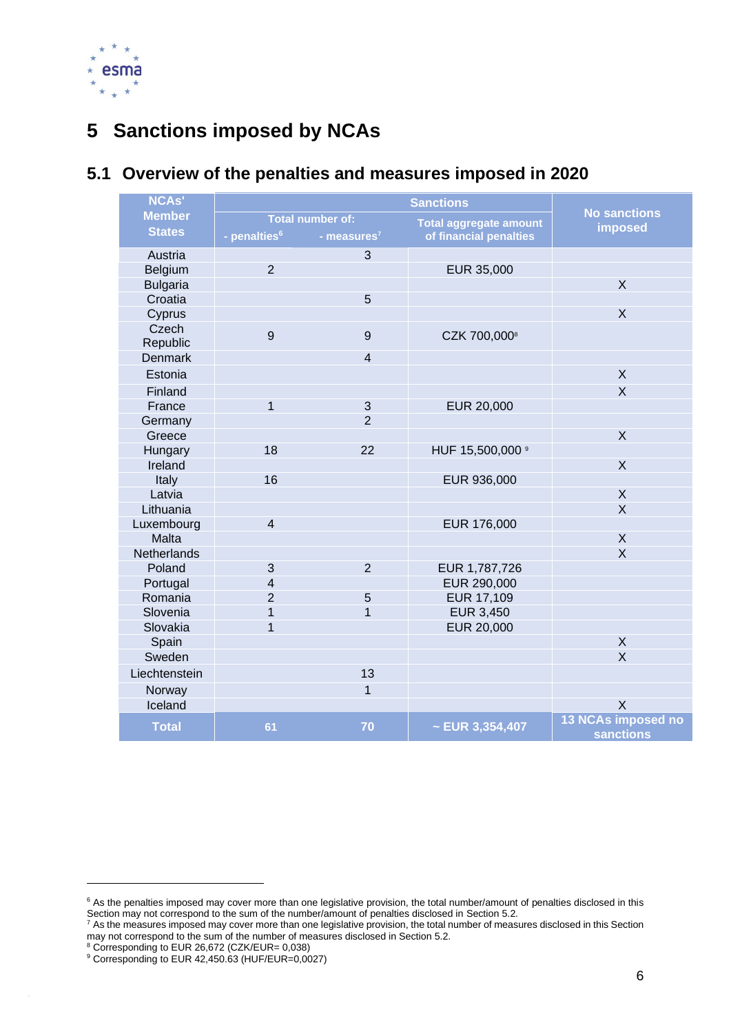# 5 Sanctions imposed by NCAs

## 5.1 Overview of the penalties and measures imposed in 2020

| NCAs' Member States | Sanctions | | | No sanctions imposed |
|---|---|---|---|---|
| | Total number of: | | Total aggregate amount of financial penalties | |
| | - penalties[6] | - measures[7] | | |
| Austria | | 3 | | |
| Belgium | 2 | | EUR 35,000 | |
| Bulgaria | | | | X |
| Croatia | | 5 | | |
| Cyprus | | | | X |
| Czech Republic | 9 | 9 | CZK 700,000[8] | |
| Denmark | | 4 | | |
| Estonia | | | | X |
| Finland | | | | X |
| France | 1 | 3 | EUR 20,000 | |
| Germany | | 2 | | |
| Greece | | | | X |
| Hungary | 18 | 22 | HUF 15,500,000 [9] | |
| Ireland | | | | X |
| Italy | 16 | | EUR 936,000 | |
| Latvia | | | | X |
| Lithuania | | | | X |
| Luxembourg | 4 | | EUR 176,000 | |
| Malta | | | | X |
| Netherlands | | | | X |
| Poland | 3 | 2 | EUR 1,787,726 | |
| Portugal | 4 | | EUR 290,000 | |
| Romania | 2 | 5 | EUR 17,109 | |
| Slovenia | 1 | 1 | EUR 3,450 | |
| Slovakia | 1 | | EUR 20,000 | |
| Spain | | | | X |
| Sweden | | | | X |
| Liechtenstein | | 13 | | |
| Norway | | 1 | | |
| Iceland | | | | X |
| **Total** | **61** | **70** | **~ EUR 3,354,407** | **13 NCAs imposed no sanctions** |

[6] As the penalties imposed may cover more than one legislative provision, the total number/amount of penalties disclosed in this Section may not correspond to the sum of the number/amount of penalties disclosed in Section 5.2.
[7] As the measures imposed may cover more than one legislative provision, the total number of measures disclosed in this Section may not correspond to the sum of the number of measures disclosed in Section 5.2.
[8] Corresponding to EUR 26,672 (CZK/EUR= 0,038)
[9] Corresponding to EUR 42,450.63 (HUF/EUR=0,0027)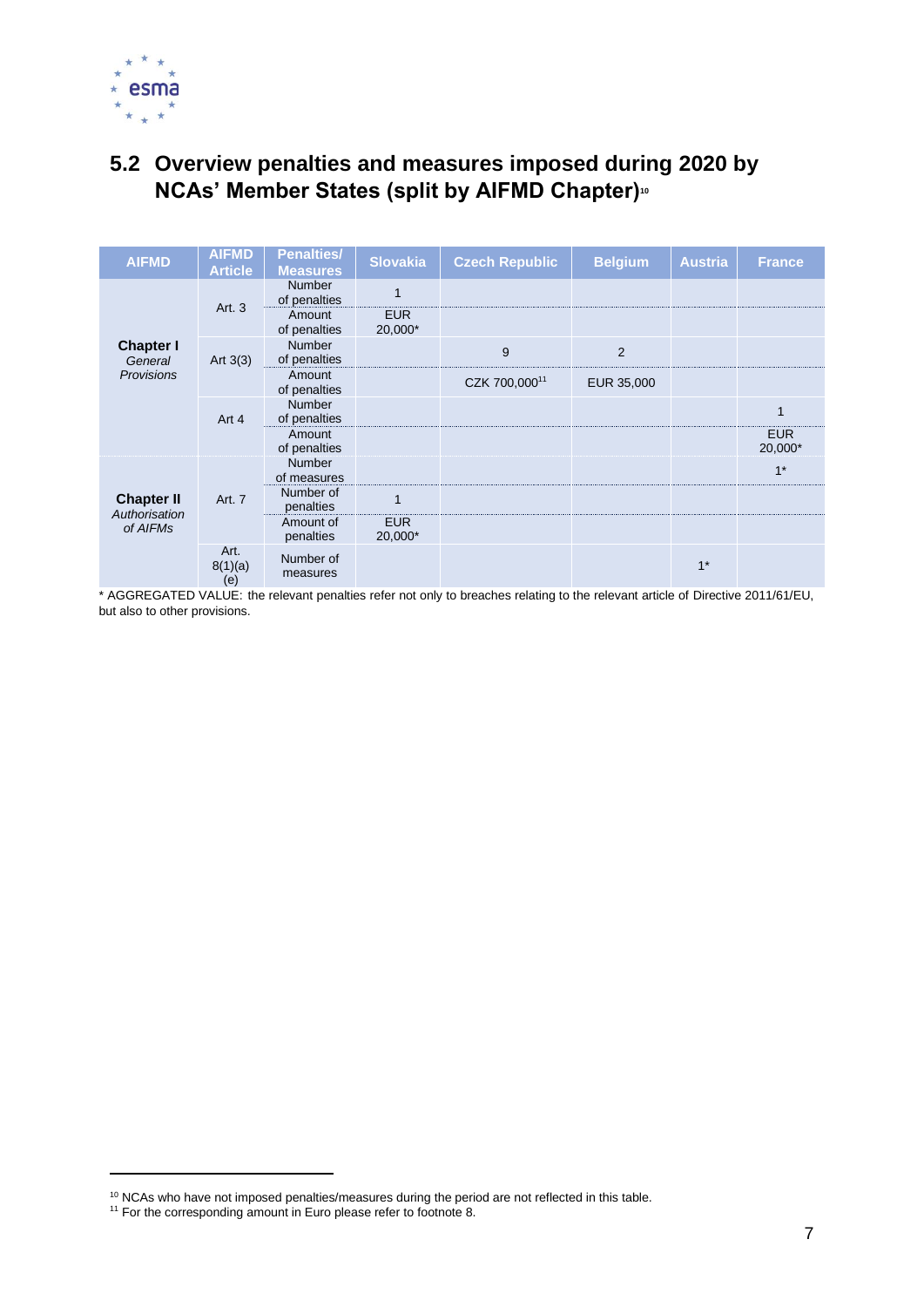## 5.2 Overview penalties and measures imposed during 2020 by NCAs' Member States (split by AIFMD Chapter)[10]

| AIFMD | AIFMD Article | Penalties/ Measures | Slovakia | Czech Republic | Belgium | Austria | France |
|---|---|---|---|---|---|---|---|
| **Chapter I** *General Provisions* | Art. 3 | Number of penalties | 1 | | | | |
| | | Amount of penalties | EUR 20,000* | | | | |
| | Art 3(3) | Number of penalties | | 9 | 2 | | |
| | | Amount of penalties | | CZK 700,000[11] | EUR 35,000 | | |
| | Art 4 | Number of penalties | | | | | 1 |
| | | Amount of penalties | | | | | EUR 20,000* |
| **Chapter II** *Authorisation of AIFMs* | Art. 7 | Number of measures | | | | | 1* |
| | | Number of penalties | 1 | | | | |
| | | Amount of penalties | EUR 20,000* | | | | |
| | Art. 8(1)(a)(e) | Number of measures | | | | 1* | |

\* AGGREGATED VALUE: the relevant penalties refer not only to breaches relating to the relevant article of Directive 2011/61/EU, but also to other provisions.

[10] NCAs who have not imposed penalties/measures during the period are not reflected in this table.

[11] For the corresponding amount in Euro please refer to footnote 8.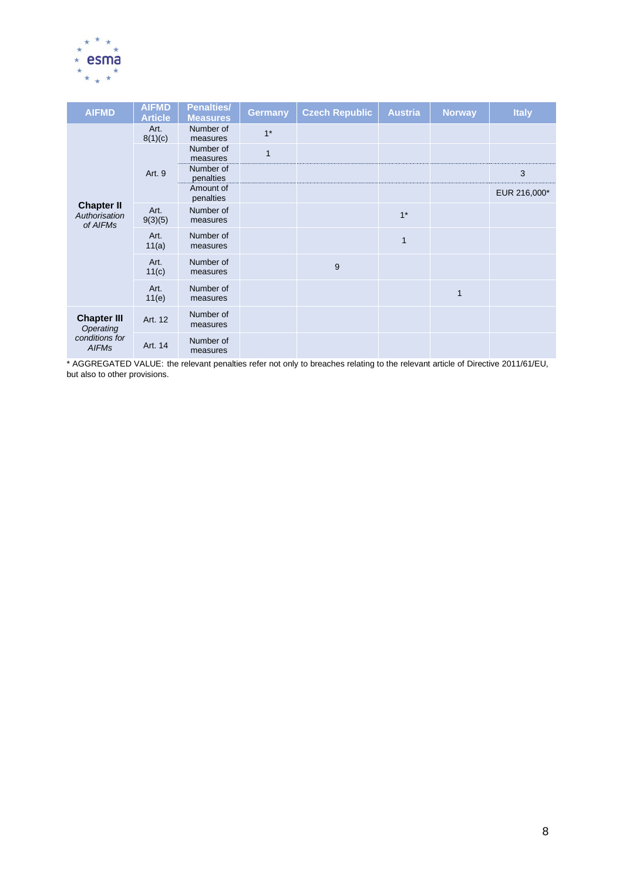| AIFMD | AIFMD Article | Penalties/ Measures | Germany | Czech Republic | Austria | Norway | Italy |
|---|---|---|---|---|---|---|---|
| **Chapter II** *Authorisation of AIFMs* | Art. 8(1)(c) | Number of measures | 1* | | | | |
| | Art. 9 | Number of measures | 1 | | | | |
| | | Number of penalties | | | | | 3 |
| | | Amount of penalties | | | | | EUR 216,000* |
| | Art. 9(3)(5) | Number of measures | | | 1* | | |
| | Art. 11(a) | Number of measures | | | 1 | | |
| | Art. 11(c) | Number of measures | | 9 | | | |
| | Art. 11(e) | Number of measures | | | | 1 | |
| **Chapter III** *Operating conditions for AIFMs* | Art. 12 | Number of measures | | | | | |
| | Art. 14 | Number of measures | | | | | |

* AGGREGATED VALUE: the relevant penalties refer not only to breaches relating to the relevant article of Directive 2011/61/EU, but also to other provisions.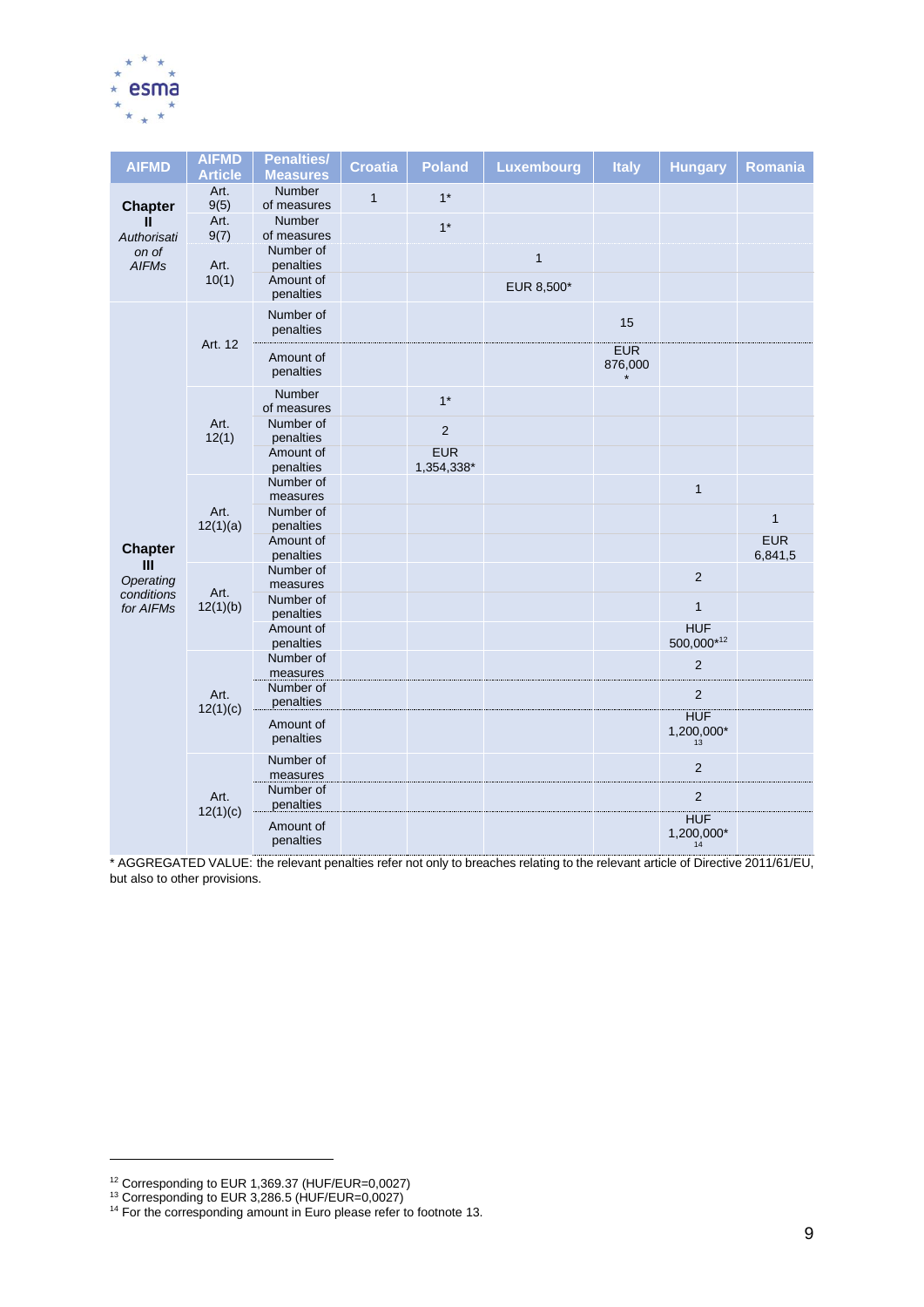| AIFMD | AIFMD Article | Penalties/ Measures | Croatia | Poland | Luxembourg | Italy | Hungary | Romania |
|---|---|---|---|---|---|---|---|---|
| **Chapter II** *Authorisation of AIFMs* | Art. 9(5) | Number of measures | 1 | 1* | | | | |
| | Art. 9(7) | Number of measures | | 1* | | | | |
| | Art. 10(1) | Number of penalties | | | 1 | | | |
| | | Amount of penalties | | | EUR 8,500* | | | |
| **Chapter III** *Operating conditions for AIFMs* | Art. 12 | Number of penalties | | | | 15 | | |
| | | Amount of penalties | | | | EUR 876,000 * | | |
| | Art. 12(1) | Number of measures | | 1* | | | | |
| | | Number of penalties | | 2 | | | | |
| | | Amount of penalties | | EUR 1,354,338* | | | | |
| | Art. 12(1)(a) | Number of measures | | | | | 1 | |
| | | Number of penalties | | | | | | 1 |
| | | Amount of penalties | | | | | | EUR 6,841,5 |
| | Art. 12(1)(b) | Number of measures | | | | | 2 | |
| | | Number of penalties | | | | | 1 | |
| | | Amount of penalties | | | | | HUF 500,000*[12] | |
| | Art. 12(1)(c) | Number of measures | | | | | 2 | |
| | | Number of penalties | | | | | 2 | |
| | | Amount of penalties | | | | | HUF 1,200,000*[13] | |
| | Art. 12(1)(c) | Number of measures | | | | | 2 | |
| | | Number of penalties | | | | | 2 | |
| | | Amount of penalties | | | | | HUF 1,200,000*[14] | |

* AGGREGATED VALUE: the relevant penalties refer not only to breaches relating to the relevant article of Directive 2011/61/EU, but also to other provisions.

[12] Corresponding to EUR 1,369.37 (HUF/EUR=0,0027)

[13] Corresponding to EUR 3,286.5 (HUF/EUR=0,0027)

[14] For the corresponding amount in Euro please refer to footnote 13.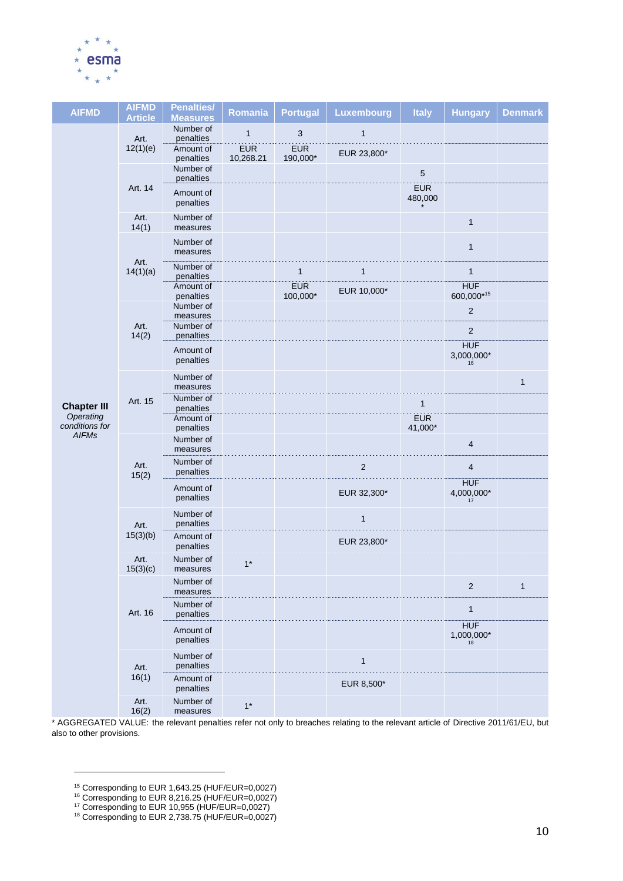| AIFMD | AIFMD Article | Penalties/ Measures | Romania | Portugal | Luxembourg | Italy | Hungary | Denmark |
|---|---|---|---|---|---|---|---|---|
| **Chapter III** *Operating conditions for AIFMs* | Art. 12(1)(e) | Number of penalties | 1 | 3 | 1 | | | |
| | | Amount of penalties | EUR 10,268.21 | EUR 190,000* | EUR 23,800* | | | |
| | Art. 14 | Number of penalties | | | | 5 | | |
| | | Amount of penalties | | | | EUR 480,000 * | | |
| | Art. 14(1) | Number of measures | | | | | 1 | |
| | Art. 14(1)(a) | Number of measures | | | | | 1 | |
| | | Number of penalties | | 1 | 1 | | 1 | |
| | | Amount of penalties | | EUR 100,000* | EUR 10,000* | | HUF 600,000*[15] | |
| | Art. 14(2) | Number of measures | | | | | 2 | |
| | | Number of penalties | | | | | 2 | |
| | | Amount of penalties | | | | | HUF 3,000,000*[16] | |
| | Art. 15 | Number of measures | | | | | | 1 |
| | | Number of penalties | | | | 1 | | |
| | | Amount of penalties | | | | EUR 41,000* | | |
| | Art. 15(2) | Number of measures | | | | | 4 | |
| | | Number of penalties | | | 2 | | 4 | |
| | | Amount of penalties | | | EUR 32,300* | | HUF 4,000,000*[17] | |
| | Art. 15(3)(b) | Number of penalties | | | 1 | | | |
| | | Amount of penalties | | | EUR 23,800* | | | |
| | Art. 15(3)(c) | Number of measures | 1* | | | | | |
| | Art. 16 | Number of measures | | | | | 2 | 1 |
| | | Number of penalties | | | | | 1 | |
| | | Amount of penalties | | | | | HUF 1,000,000*[18] | |
| | Art. 16(1) | Number of penalties | | | 1 | | | |
| | | Amount of penalties | | | EUR 8,500* | | | |
| | Art. 16(2) | Number of measures | 1* | | | | | |

* AGGREGATED VALUE: the relevant penalties refer not only to breaches relating to the relevant article of Directive 2011/61/EU, but also to other provisions.

---

[15] Corresponding to EUR 1,643.25 (HUF/EUR=0,0027)
[16] Corresponding to EUR 8,216.25 (HUF/EUR=0,0027)
[17] Corresponding to EUR 10,955 (HUF/EUR=0,0027)
[18] Corresponding to EUR 2,738.75 (HUF/EUR=0,0027)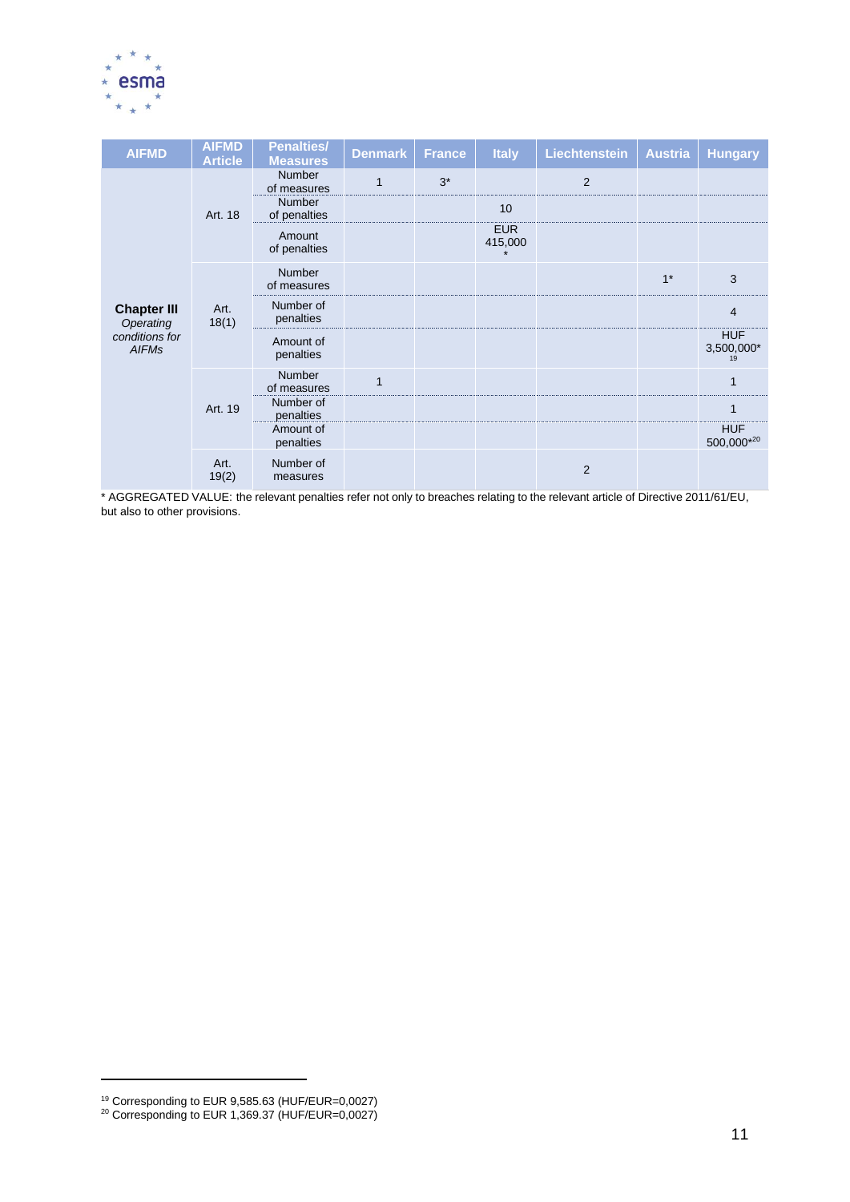| AIFMD | AIFMD Article | Penalties/ Measures | Denmark | France | Italy | Liechtenstein | Austria | Hungary |
|---|---|---|---|---|---|---|---|---|
| **Chapter III** *Operating conditions for AIFMs* | Art. 18 | Number of measures | 1 | 3* | | 2 | | |
| | | Number of penalties | | | 10 | | | |
| | | Amount of penalties | | | EUR 415,000 * | | | |
| | Art. 18(1) | Number of measures | | | | | 1* | 3 |
| | | Number of penalties | | | | | | 4 |
| | | Amount of penalties | | | | | | HUF 3,500,000*[19] |
| | Art. 19 | Number of measures | 1 | | | | | 1 |
| | | Number of penalties | | | | | | 1 |
| | | Amount of penalties | | | | | | HUF 500,000*[20] |
| | Art. 19(2) | Number of measures | | | | 2 | | |

* AGGREGATED VALUE: the relevant penalties refer not only to breaches relating to the relevant article of Directive 2011/61/EU, but also to other provisions.

[19] Corresponding to EUR 9,585.63 (HUF/EUR=0,0027)

[20] Corresponding to EUR 1,369.37 (HUF/EUR=0,0027)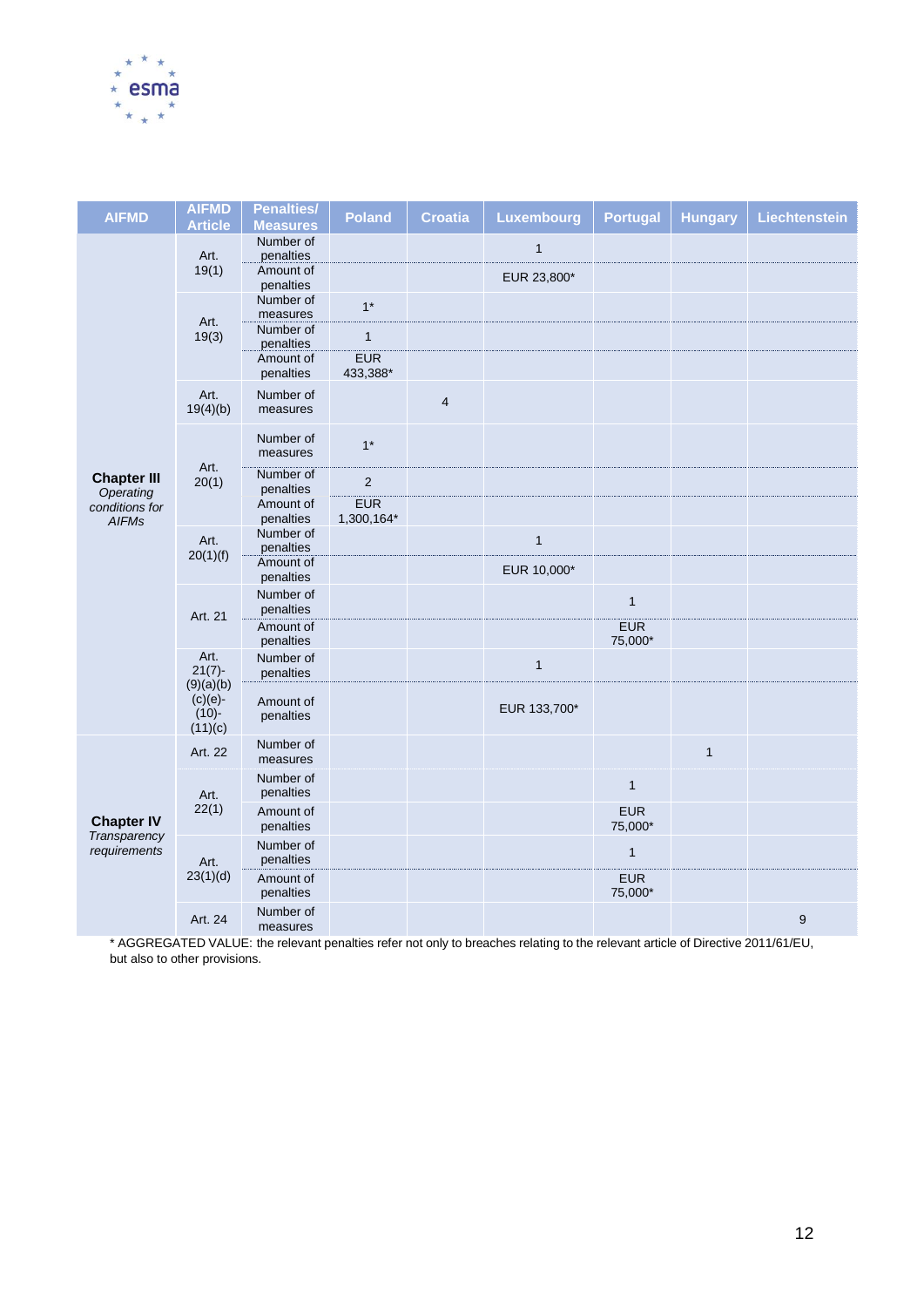| AIFMD | AIFMD Article | Penalties/ Measures | Poland | Croatia | Luxembourg | Portugal | Hungary | Liechtenstein |
|---|---|---|---|---|---|---|---|---|
| **Chapter III** *Operating conditions for AIFMs* | Art. 19(1) | Number of penalties | | | 1 | | | |
| | | Amount of penalties | | | EUR 23,800* | | | |
| | Art. 19(3) | Number of measures | 1* | | | | | |
| | | Number of penalties | 1 | | | | | |
| | | Amount of penalties | EUR 433,388* | | | | | |
| | Art. 19(4)(b) | Number of measures | | 4 | | | | |
| | Art. 20(1) | Number of measures | 1* | | | | | |
| | | Number of penalties | 2 | | | | | |
| | | Amount of penalties | EUR 1,300,164* | | | | | |
| | Art. 20(1)(f) | Number of penalties | | | 1 | | | |
| | | Amount of penalties | | | EUR 10,000* | | | |
| | Art. 21 | Number of penalties | | | | 1 | | |
| | | Amount of penalties | | | | EUR 75,000* | | |
| | Art. 21(7)-(9)(a)(b)(c)(e)-(10)-(11)(c) | Number of penalties | | | 1 | | | |
| | | Amount of penalties | | | EUR 133,700* | | | |
| **Chapter IV** *Transparency requirements* | Art. 22 | Number of measures | | | | | 1 | |
| | Art. 22(1) | Number of penalties | | | | 1 | | |
| | | Amount of penalties | | | | EUR 75,000* | | |
| | Art. 23(1)(d) | Number of penalties | | | | 1 | | |
| | | Amount of penalties | | | | EUR 75,000* | | |
| | Art. 24 | Number of measures | | | | | | 9 |

* AGGREGATED VALUE: the relevant penalties refer not only to breaches relating to the relevant article of Directive 2011/61/EU, but also to other provisions.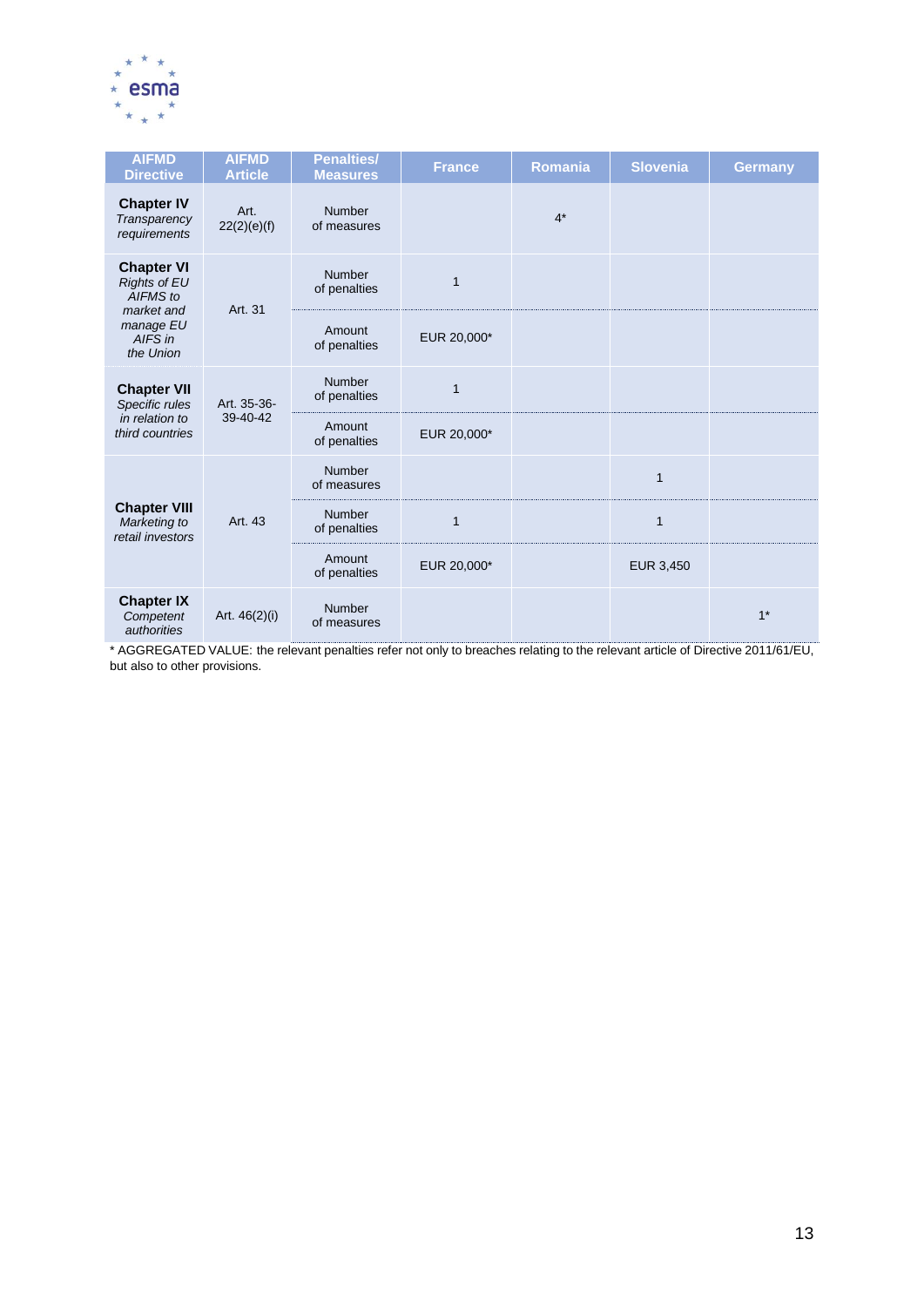| AIFMD Directive | AIFMD Article | Penalties/ Measures | France | Romania | Slovenia | Germany |
|---|---|---|---|---|---|---|
| **Chapter IV** *Transparency requirements* | Art. 22(2)(e)(f) | Number of measures | | 4* | | |
| **Chapter VI** *Rights of EU AIFMS to market and manage EU AIFS in the Union* | Art. 31 | Number of penalties | 1 | | | |
| | | Amount of penalties | EUR 20,000* | | | |
| **Chapter VII** *Specific rules in relation to third countries* | Art. 35-36-39-40-42 | Number of penalties | 1 | | | |
| | | Amount of penalties | EUR 20,000* | | | |
| **Chapter VIII** *Marketing to retail investors* | Art. 43 | Number of measures | | | 1 | |
| | | Number of penalties | 1 | | 1 | |
| | | Amount of penalties | EUR 20,000* | | EUR 3,450 | |
| **Chapter IX** *Competent authorities* | Art. 46(2)(i) | Number of measures | | | | 1* |

* AGGREGATED VALUE: the relevant penalties refer not only to breaches relating to the relevant article of Directive 2011/61/EU, but also to other provisions.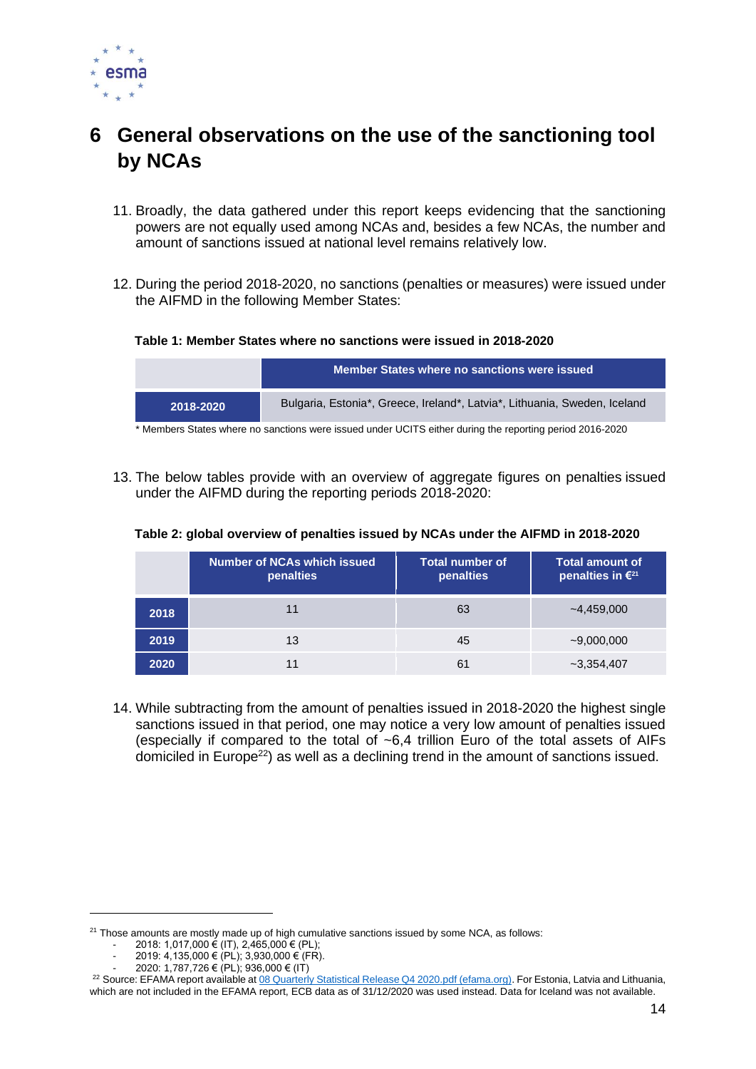# 6 General observations on the use of the sanctioning tool by NCAs

11. Broadly, the data gathered under this report keeps evidencing that the sanctioning powers are not equally used among NCAs and, besides a few NCAs, the number and amount of sanctions issued at national level remains relatively low.

12. During the period 2018-2020, no sanctions (penalties or measures) were issued under the AIFMD in the following Member States:

**Table 1: Member States where no sanctions were issued in 2018-2020**

| | Member States where no sanctions were issued |
|---|---|
| **2018-2020** | Bulgaria, Estonia*, Greece, Ireland*, Latvia*, Lithuania, Sweden, Iceland |

\* Members States where no sanctions were issued under UCITS either during the reporting period 2016-2020

13. The below tables provide with an overview of aggregate figures on penalties issued under the AIFMD during the reporting periods 2018-2020:

**Table 2: global overview of penalties issued by NCAs under the AIFMD in 2018-2020**

| | Number of NCAs which issued penalties | Total number of penalties | Total amount of penalties in €[21] |
|---|---|---|---|
| **2018** | 11 | 63 | ~4,459,000 |
| **2019** | 13 | 45 | ~9,000,000 |
| **2020** | 11 | 61 | ~3,354,407 |

14. While subtracting from the amount of penalties issued in 2018-2020 the highest single sanctions issued in that period, one may notice a very low amount of penalties issued (especially if compared to the total of ~6,4 trillion Euro of the total assets of AIFs domiciled in Europe[22]) as well as a declining trend in the amount of sanctions issued.

---

[21] Those amounts are mostly made up of high cumulative sanctions issued by some NCA, as follows:
- 2018: 1,017,000 € (IT), 2,465,000 € (PL);
- 2019: 4,135,000 € (PL); 3,930,000 € (FR).
- 2020: 1,787,726 € (PL); 936,000 € (IT)

[22] Source: EFAMA report available at [08 Quarterly Statistical Release Q4 2020.pdf (efama.org)](). For Estonia, Latvia and Lithuania, which are not included in the EFAMA report, ECB data as of 31/12/2020 was used instead. Data for Iceland was not available.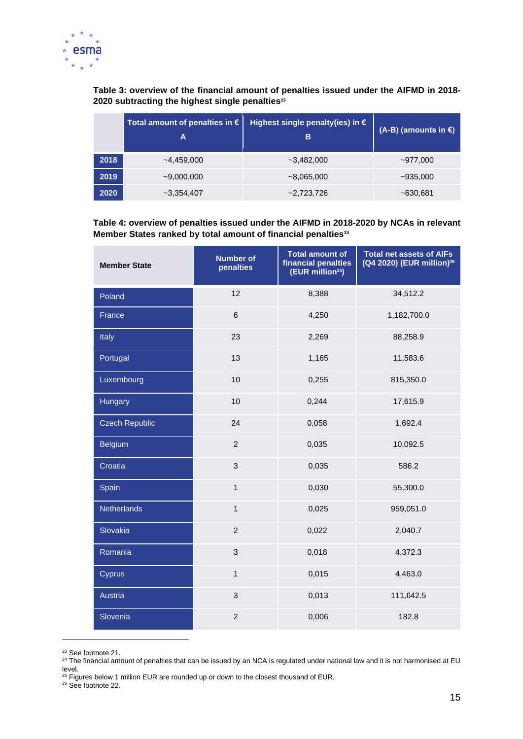**Table 3: overview of the financial amount of penalties issued under the AIFMD in 2018-2020 subtracting the highest single penalties[23]**

| | Total amount of penalties in € A | Highest single penalty(ies) in € B | (A-B) (amounts in €) |
|---|---|---|---|
| 2018 | ~4,459,000 | ~3,482,000 | ~977,000 |
| 2019 | ~9,000,000 | ~8,065,000 | ~935,000 |
| 2020 | ~3,354,407 | ~2,723,726 | ~630,681 |

**Table 4: overview of penalties issued under the AIFMD in 2018-2020 by NCAs in relevant Member States ranked by total amount of financial penalties[24]**

| Member State | Number of penalties | Total amount of financial penalties (EUR million[25]) | Total net assets of AIFs (Q4 2020) (EUR million)[26] |
|---|---|---|---|
| Poland | 12 | 8,388 | 34,512.2 |
| France | 6 | 4,250 | 1,182,700.0 |
| Italy | 23 | 2,269 | 88,258.9 |
| Portugal | 13 | 1,165 | 11,583.6 |
| Luxembourg | 10 | 0,255 | 815,350.0 |
| Hungary | 10 | 0,244 | 17,615.9 |
| Czech Republic | 24 | 0,058 | 1,692.4 |
| Belgium | 2 | 0,035 | 10,092.5 |
| Croatia | 3 | 0,035 | 586.2 |
| Spain | 1 | 0,030 | 55,300.0 |
| Netherlands | 1 | 0,025 | 959,051.0 |
| Slovakia | 2 | 0,022 | 2,040.7 |
| Romania | 3 | 0,018 | 4,372.3 |
| Cyprus | 1 | 0,015 | 4,463.0 |
| Austria | 3 | 0,013 | 111,642.5 |
| Slovenia | 2 | 0,006 | 182.8 |

[23] See footnote 21.

[24] The financial amount of penalties that can be issued by an NCA is regulated under national law and it is not harmonised at EU level.

[25] Figures below 1 million EUR are rounded up or down to the closest thousand of EUR.

[26] See footnote 22.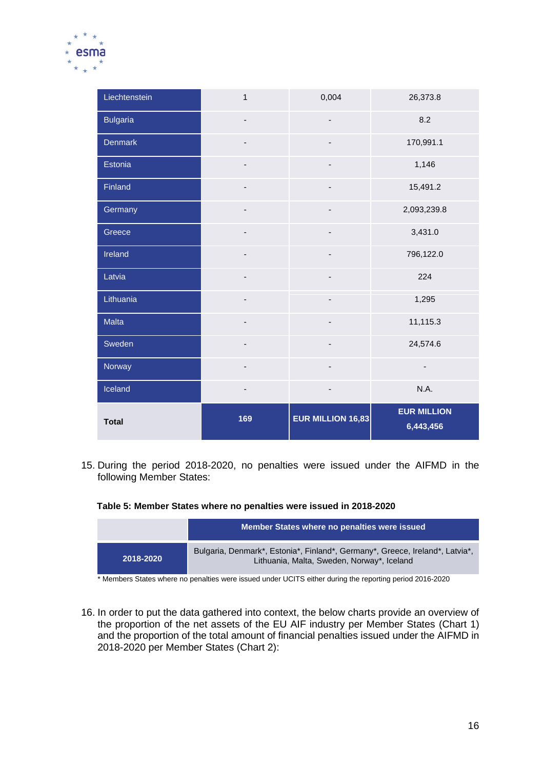| | | | |
|---|---|---|---|
| Liechtenstein | 1 | 0,004 | 26,373.8 |
| Bulgaria | - | - | 8.2 |
| Denmark | - | - | 170,991.1 |
| Estonia | - | - | 1,146 |
| Finland | - | - | 15,491.2 |
| Germany | - | - | 2,093,239.8 |
| Greece | - | - | 3,431.0 |
| Ireland | - | - | 796,122.0 |
| Latvia | - | - | 224 |
| Lithuania | - | - | 1,295 |
| Malta | - | - | 11,115.3 |
| Sweden | - | - | 24,574.6 |
| Norway | - | - | - |
| Iceland | - | - | N.A. |
| **Total** | **169** | **EUR MILLION 16,83** | **EUR MILLION 6,443,456** |

15. During the period 2018-2020, no penalties were issued under the AIFMD in the following Member States:

**Table 5: Member States where no penalties were issued in 2018-2020**

| | Member States where no penalties were issued |
|---|---|
| **2018-2020** | Bulgaria, Denmark*, Estonia*, Finland*, Germany*, Greece, Ireland*, Latvia*, Lithuania, Malta, Sweden, Norway*, Iceland |

* Members States where no penalties were issued under UCITS either during the reporting period 2016-2020

16. In order to put the data gathered into context, the below charts provide an overview of the proportion of the net assets of the EU AIF industry per Member States (Chart 1) and the proportion of the total amount of financial penalties issued under the AIFMD in 2018-2020 per Member States (Chart 2):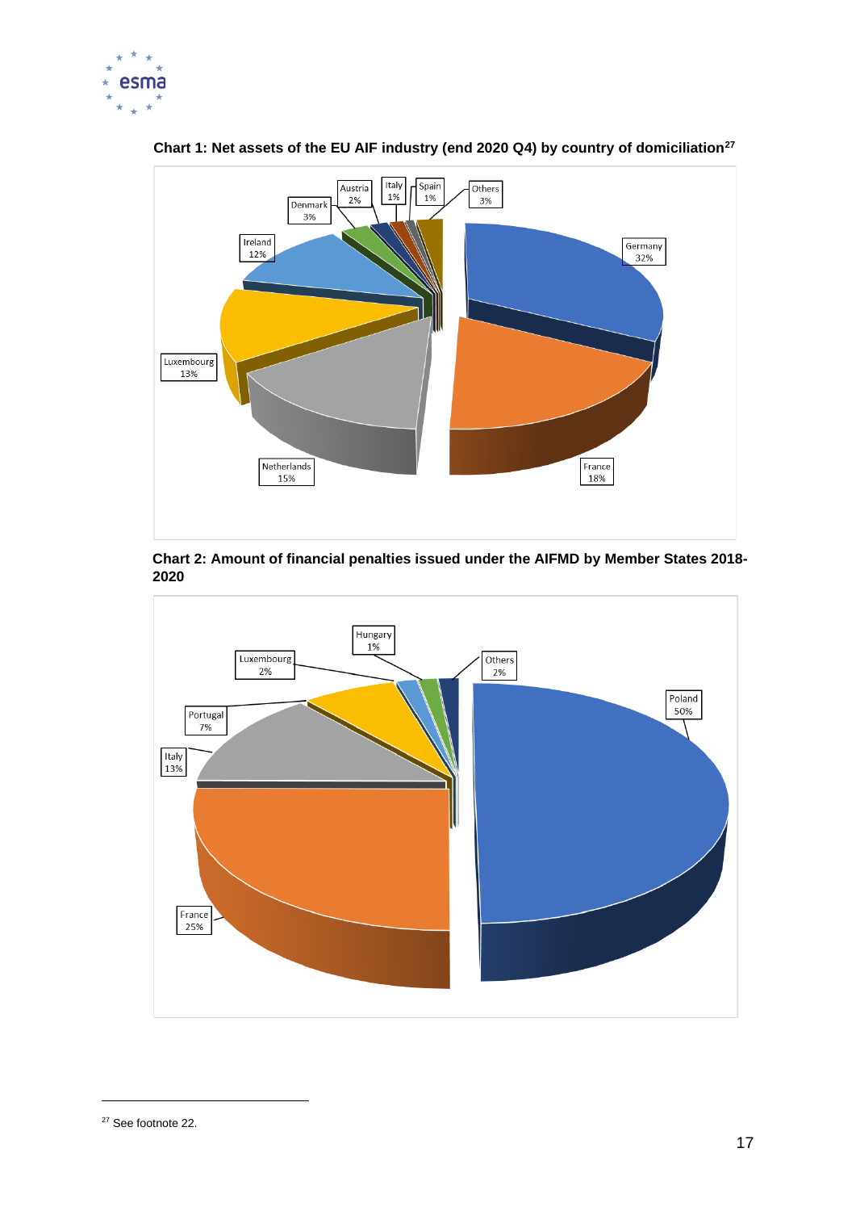**Chart 1: Net assets of the EU AIF industry (end 2020 Q4) by country of domiciliation**[27]

Germany 32%, France 18%, Netherlands 15%, Luxembourg 13%, Ireland 12%, Denmark 3%, Austria 2%, Italy 1%, Spain 1%, Others 3%

**Chart 2: Amount of financial penalties issued under the AIFMD by Member States 2018-2020**

Poland 50%, France 25%, Italy 13%, Portugal 7%, Luxembourg 2%, Hungary 1%, Others 2%

---

[27] See footnote 22.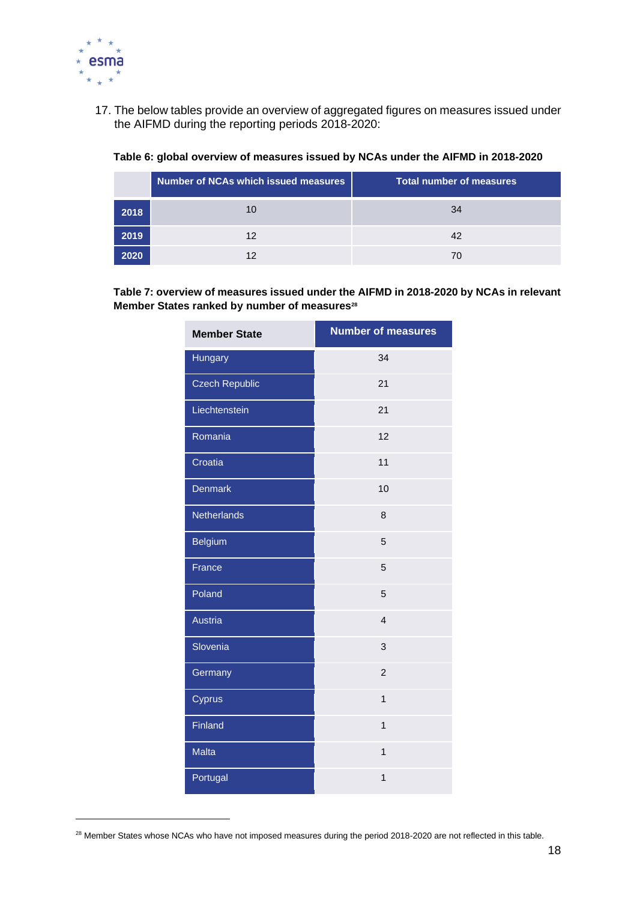17. The below tables provide an overview of aggregated figures on measures issued under the AIFMD during the reporting periods 2018-2020:

**Table 6: global overview of measures issued by NCAs under the AIFMD in 2018-2020**

| | Number of NCAs which issued measures | Total number of measures |
|---|---|---|
| **2018** | 10 | 34 |
| **2019** | 12 | 42 |
| **2020** | 12 | 70 |

**Table 7: overview of measures issued under the AIFMD in 2018-2020 by NCAs in relevant Member States ranked by number of measures[28]**

| Member State | Number of measures |
|---|---|
| Hungary | 34 |
| Czech Republic | 21 |
| Liechtenstein | 21 |
| Romania | 12 |
| Croatia | 11 |
| Denmark | 10 |
| Netherlands | 8 |
| Belgium | 5 |
| France | 5 |
| Poland | 5 |
| Austria | 4 |
| Slovenia | 3 |
| Germany | 2 |
| Cyprus | 1 |
| Finland | 1 |
| Malta | 1 |
| Portugal | 1 |

[28] Member States whose NCAs who have not imposed measures during the period 2018-2020 are not reflected in this table.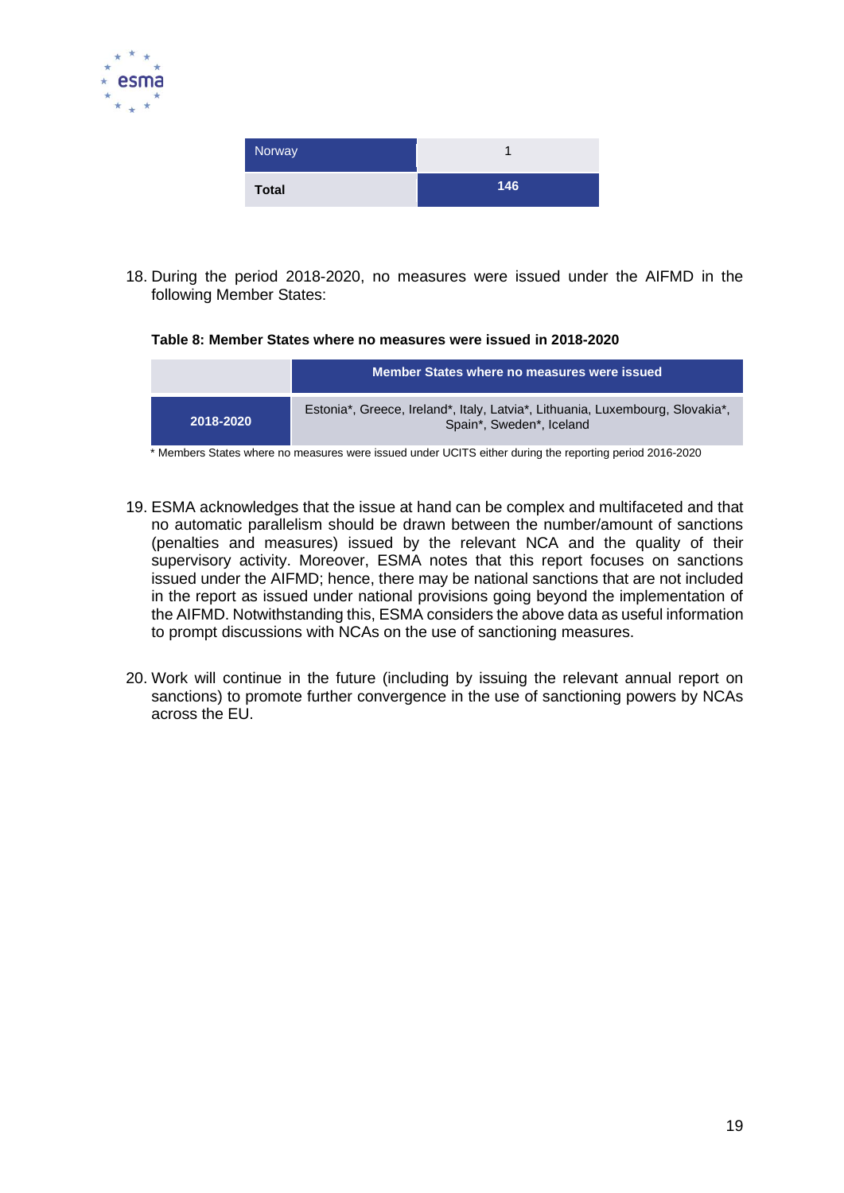| | |
|---|---|
| Norway | 1 |
| **Total** | **146** |

18. During the period 2018-2020, no measures were issued under the AIFMD in the following Member States:

**Table 8: Member States where no measures were issued in 2018-2020**

| | Member States where no measures were issued |
|---|---|
| **2018-2020** | Estonia*, Greece, Ireland*, Italy, Latvia*, Lithuania, Luxembourg, Slovakia*, Spain*, Sweden*, Iceland |

\* Members States where no measures were issued under UCITS either during the reporting period 2016-2020

19. ESMA acknowledges that the issue at hand can be complex and multifaceted and that no automatic parallelism should be drawn between the number/amount of sanctions (penalties and measures) issued by the relevant NCA and the quality of their supervisory activity. Moreover, ESMA notes that this report focuses on sanctions issued under the AIFMD; hence, there may be national sanctions that are not included in the report as issued under national provisions going beyond the implementation of the AIFMD. Notwithstanding this, ESMA considers the above data as useful information to prompt discussions with NCAs on the use of sanctioning measures.

20. Work will continue in the future (including by issuing the relevant annual report on sanctions) to promote further convergence in the use of sanctioning powers by NCAs across the EU.